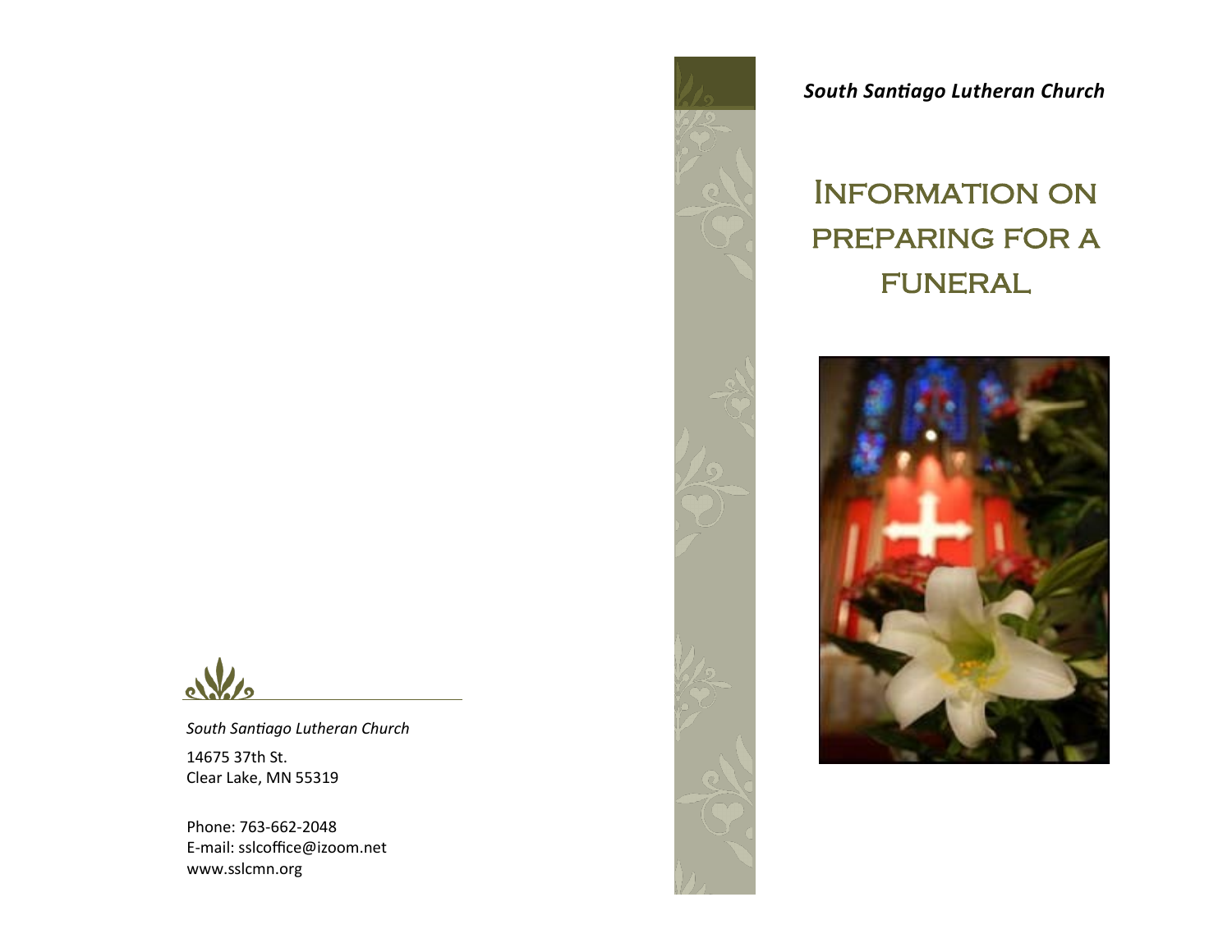*South Santiago Lutheran Church*

# Information on preparing for a funeral

*South Santiago Lutheran Church*

14675 37th St.
Clear Lake, MN 55319

Phone: 763-662-2048
E-mail: sslcoffice@izoom.net
www.sslcmn.org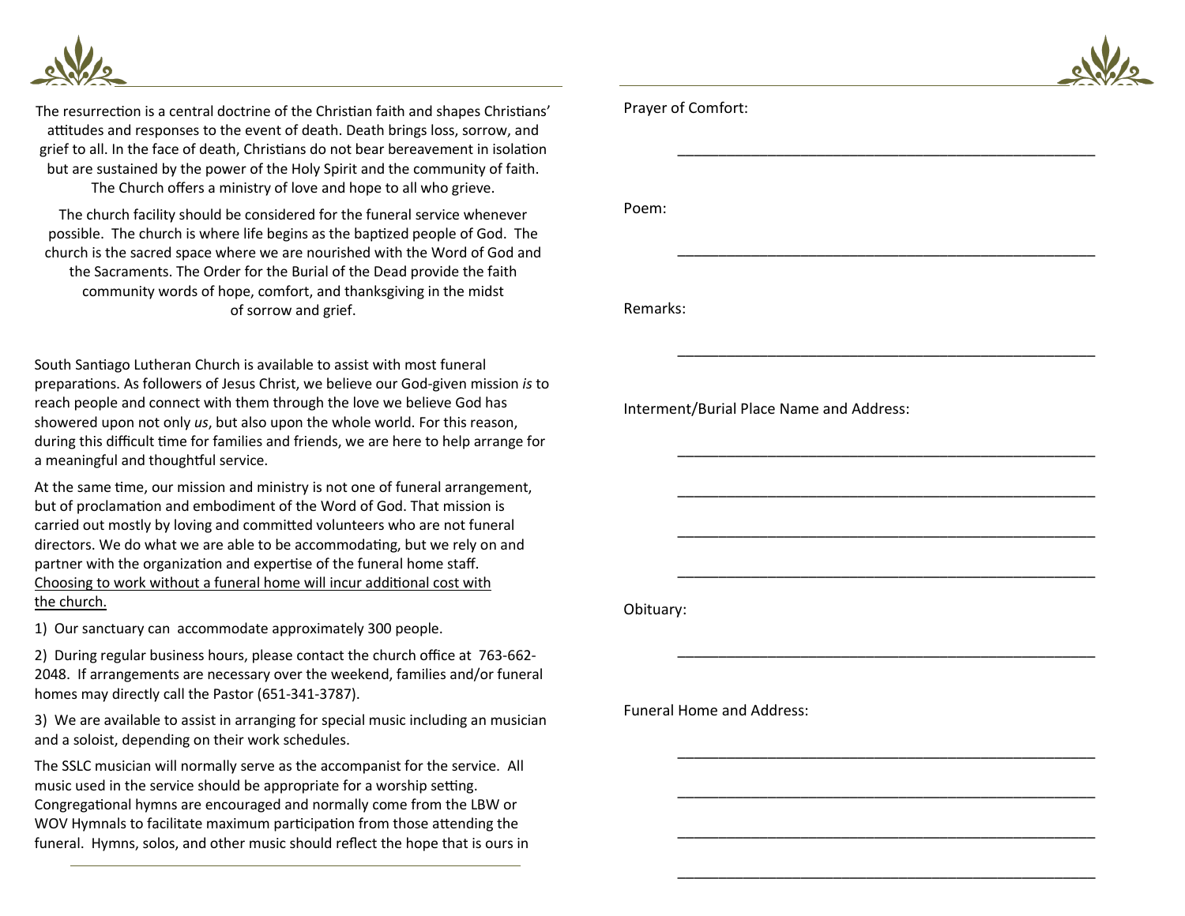The resurrection is a central doctrine of the Christian faith and shapes Christians' attitudes and responses to the event of death. Death brings loss, sorrow, and grief to all. In the face of death, Christians do not bear bereavement in isolation but are sustained by the power of the Holy Spirit and the community of faith. The Church offers a ministry of love and hope to all who grieve.

The church facility should be considered for the funeral service whenever possible. The church is where life begins as the baptized people of God. The church is the sacred space where we are nourished with the Word of God and the Sacraments. The Order for the Burial of the Dead provide the faith community words of hope, comfort, and thanksgiving in the midst of sorrow and grief.

South Santiago Lutheran Church is available to assist with most funeral preparations. As followers of Jesus Christ, we believe our God-given mission *is* to reach people and connect with them through the love we believe God has showered upon not only *us*, but also upon the whole world. For this reason, during this difficult time for families and friends, we are here to help arrange for a meaningful and thoughtful service.

At the same time, our mission and ministry is not one of funeral arrangement, but of proclamation and embodiment of the Word of God. That mission is carried out mostly by loving and committed volunteers who are not funeral directors. We do what we are able to be accommodating, but we rely on and partner with the organization and expertise of the funeral home staff. <u>Choosing to work without a funeral home will incur additional cost with the church.</u>

1) Our sanctuary can accommodate approximately 300 people.

2) During regular business hours, please contact the church office at 763-662-2048. If arrangements are necessary over the weekend, families and/or funeral homes may directly call the Pastor (651-341-3787).

3) We are available to assist in arranging for special music including an musician and a soloist, depending on their work schedules.

The SSLC musician will normally serve as the accompanist for the service. All music used in the service should be appropriate for a worship setting. Congregational hymns are encouraged and normally come from the LBW or WOV Hymnals to facilitate maximum participation from those attending the funeral. Hymns, solos, and other music should reflect the hope that is ours in

Prayer of Comfort:

\_\_\_\_\_\_\_\_\_\_\_\_\_\_\_\_\_\_\_\_\_\_\_\_\_\_\_\_\_\_\_\_\_\_\_\_\_\_\_\_\_\_\_\_\_\_\_\_

Poem:

\_\_\_\_\_\_\_\_\_\_\_\_\_\_\_\_\_\_\_\_\_\_\_\_\_\_\_\_\_\_\_\_\_\_\_\_\_\_\_\_\_\_\_\_\_\_\_\_

Remarks:

\_\_\_\_\_\_\_\_\_\_\_\_\_\_\_\_\_\_\_\_\_\_\_\_\_\_\_\_\_\_\_\_\_\_\_\_\_\_\_\_\_\_\_\_\_\_\_\_

Interment/Burial Place Name and Address:

\_\_\_\_\_\_\_\_\_\_\_\_\_\_\_\_\_\_\_\_\_\_\_\_\_\_\_\_\_\_\_\_\_\_\_\_\_\_\_\_\_\_\_\_\_\_\_\_

\_\_\_\_\_\_\_\_\_\_\_\_\_\_\_\_\_\_\_\_\_\_\_\_\_\_\_\_\_\_\_\_\_\_\_\_\_\_\_\_\_\_\_\_\_\_\_\_

\_\_\_\_\_\_\_\_\_\_\_\_\_\_\_\_\_\_\_\_\_\_\_\_\_\_\_\_\_\_\_\_\_\_\_\_\_\_\_\_\_\_\_\_\_\_\_\_

\_\_\_\_\_\_\_\_\_\_\_\_\_\_\_\_\_\_\_\_\_\_\_\_\_\_\_\_\_\_\_\_\_\_\_\_\_\_\_\_\_\_\_\_\_\_\_\_

Obituary:

\_\_\_\_\_\_\_\_\_\_\_\_\_\_\_\_\_\_\_\_\_\_\_\_\_\_\_\_\_\_\_\_\_\_\_\_\_\_\_\_\_\_\_\_\_\_\_\_

Funeral Home and Address:

\_\_\_\_\_\_\_\_\_\_\_\_\_\_\_\_\_\_\_\_\_\_\_\_\_\_\_\_\_\_\_\_\_\_\_\_\_\_\_\_\_\_\_\_\_\_\_\_

\_\_\_\_\_\_\_\_\_\_\_\_\_\_\_\_\_\_\_\_\_\_\_\_\_\_\_\_\_\_\_\_\_\_\_\_\_\_\_\_\_\_\_\_\_\_\_\_

\_\_\_\_\_\_\_\_\_\_\_\_\_\_\_\_\_\_\_\_\_\_\_\_\_\_\_\_\_\_\_\_\_\_\_\_\_\_\_\_\_\_\_\_\_\_\_\_

\_\_\_\_\_\_\_\_\_\_\_\_\_\_\_\_\_\_\_\_\_\_\_\_\_\_\_\_\_\_\_\_\_\_\_\_\_\_\_\_\_\_\_\_\_\_\_\_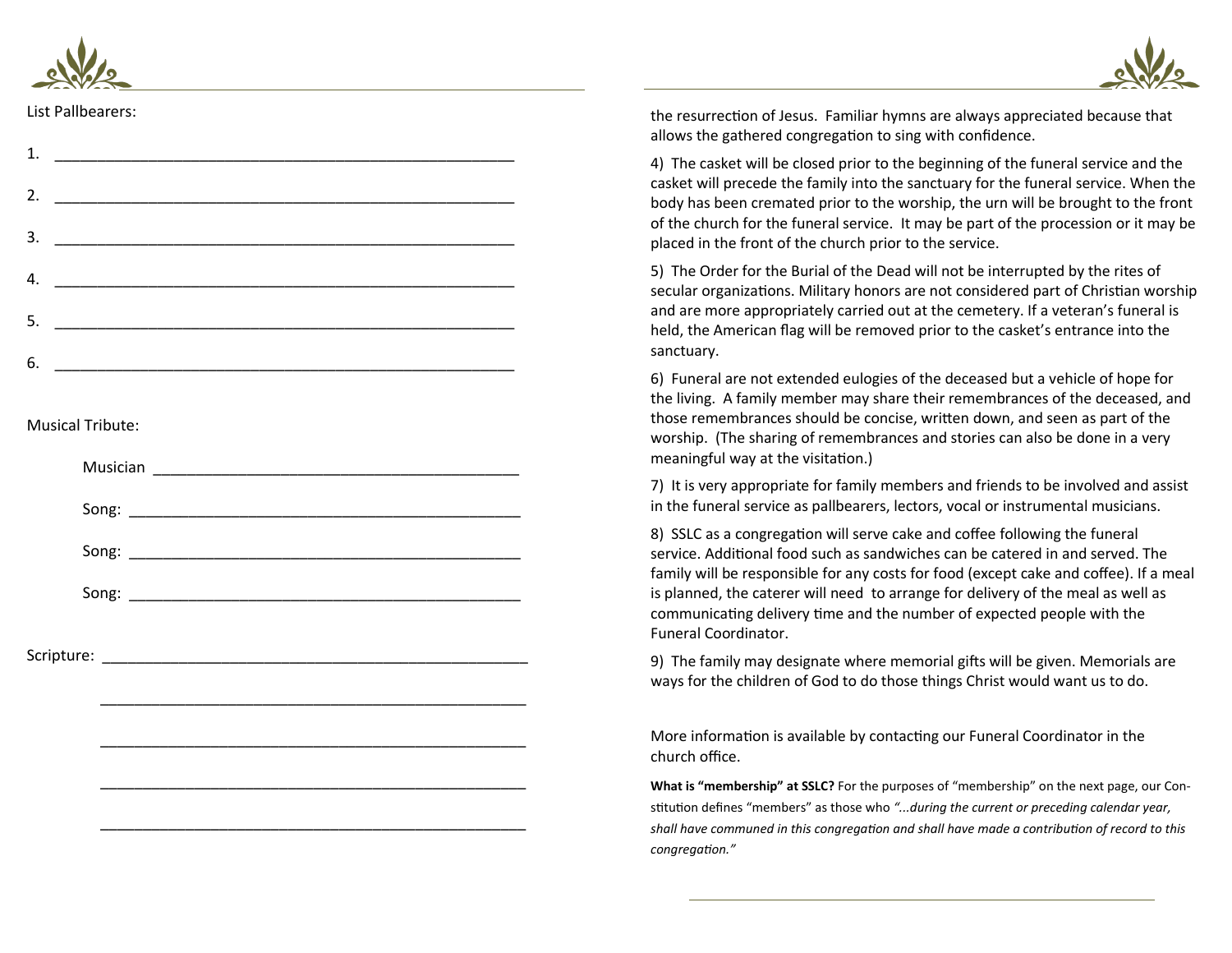List Pallbearers:

1. ______________________________________________________

2. ______________________________________________________

3. ______________________________________________________

4. ______________________________________________________

5. ______________________________________________________

6. ______________________________________________________

Musical Tribute:

Musician ____________________________________________

Song: _______________________________________________

Song: _______________________________________________

Song: _______________________________________________

Scripture: ___________________________________________________

___________________________________________________

___________________________________________________

___________________________________________________

___________________________________________________

the resurrection of Jesus. Familiar hymns are always appreciated because that allows the gathered congregation to sing with confidence.

4) The casket will be closed prior to the beginning of the funeral service and the casket will precede the family into the sanctuary for the funeral service. When the body has been cremated prior to the worship, the urn will be brought to the front of the church for the funeral service. It may be part of the procession or it may be placed in the front of the church prior to the service.

5) The Order for the Burial of the Dead will not be interrupted by the rites of secular organizations. Military honors are not considered part of Christian worship and are more appropriately carried out at the cemetery. If a veteran's funeral is held, the American flag will be removed prior to the casket's entrance into the sanctuary.

6) Funeral are not extended eulogies of the deceased but a vehicle of hope for the living. A family member may share their remembrances of the deceased, and those remembrances should be concise, written down, and seen as part of the worship. (The sharing of remembrances and stories can also be done in a very meaningful way at the visitation.)

7) It is very appropriate for family members and friends to be involved and assist in the funeral service as pallbearers, lectors, vocal or instrumental musicians.

8) SSLC as a congregation will serve cake and coffee following the funeral service. Additional food such as sandwiches can be catered in and served. The family will be responsible for any costs for food (except cake and coffee). If a meal is planned, the caterer will need to arrange for delivery of the meal as well as communicating delivery time and the number of expected people with the Funeral Coordinator.

9) The family may designate where memorial gifts will be given. Memorials are ways for the children of God to do those things Christ would want us to do.

More information is available by contacting our Funeral Coordinator in the church office.

**What is "membership" at SSLC?** For the purposes of "membership" on the next page, our Constitution defines "members" as those who *"...during the current or preceding calendar year, shall have communed in this congregation and shall have made a contribution of record to this congregation."*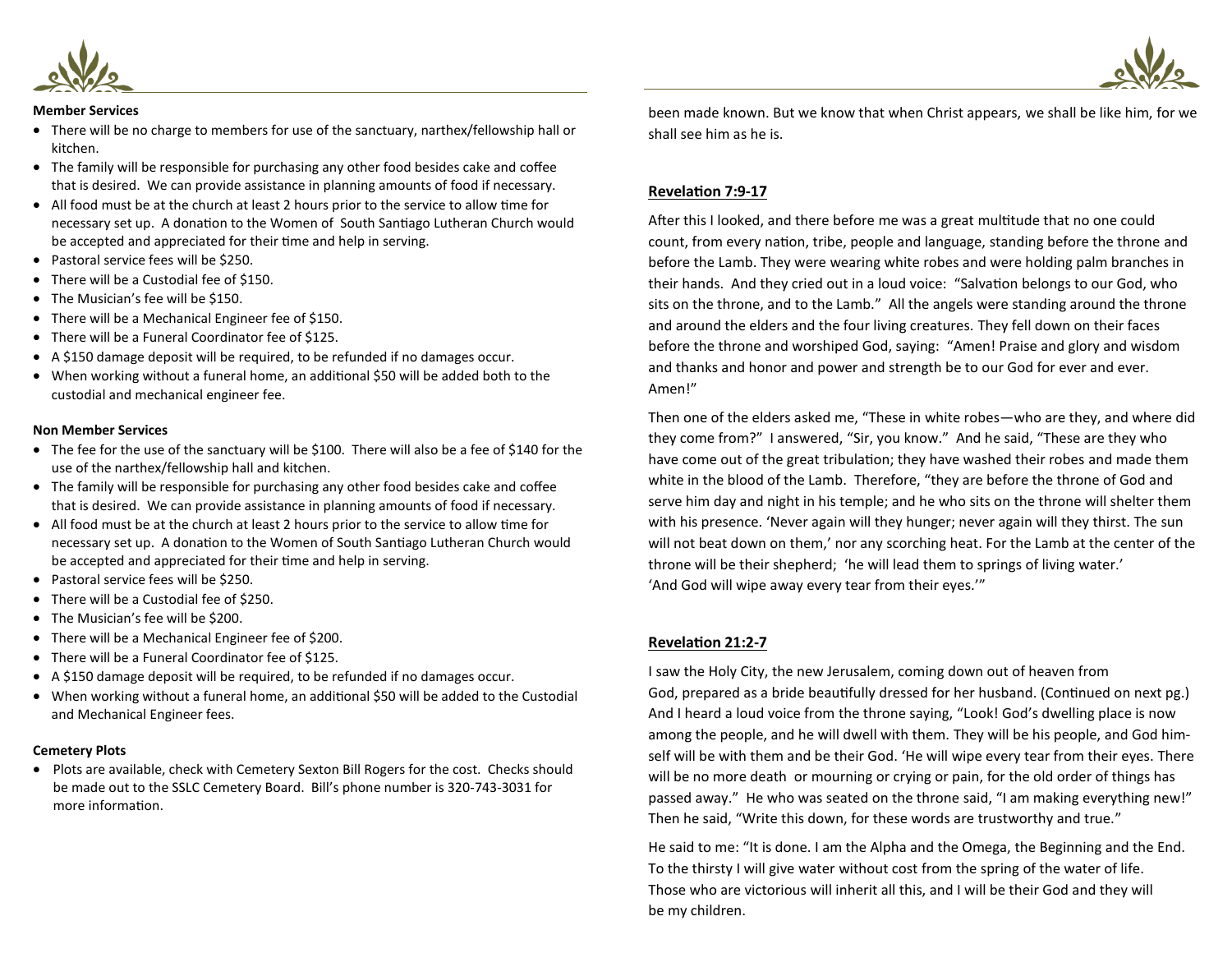**Member Services**

- There will be no charge to members for use of the sanctuary, narthex/fellowship hall or kitchen.
- The family will be responsible for purchasing any other food besides cake and coffee that is desired. We can provide assistance in planning amounts of food if necessary.
- All food must be at the church at least 2 hours prior to the service to allow time for necessary set up. A donation to the Women of South Santiago Lutheran Church would be accepted and appreciated for their time and help in serving.
- Pastoral service fees will be $250.
- There will be a Custodial fee of $150.
- The Musician's fee will be $150.
- There will be a Mechanical Engineer fee of $150.
- There will be a Funeral Coordinator fee of $125.
- A $150 damage deposit will be required, to be refunded if no damages occur.
- When working without a funeral home, an additional $50 will be added both to the custodial and mechanical engineer fee.

**Non Member Services**

- The fee for the use of the sanctuary will be $100. There will also be a fee of $140 for the use of the narthex/fellowship hall and kitchen.
- The family will be responsible for purchasing any other food besides cake and coffee that is desired. We can provide assistance in planning amounts of food if necessary.
- All food must be at the church at least 2 hours prior to the service to allow time for necessary set up. A donation to the Women of South Santiago Lutheran Church would be accepted and appreciated for their time and help in serving.
- Pastoral service fees will be $250.
- There will be a Custodial fee of $250.
- The Musician's fee will be $200.
- There will be a Mechanical Engineer fee of $200.
- There will be a Funeral Coordinator fee of $125.
- A $150 damage deposit will be required, to be refunded if no damages occur.
- When working without a funeral home, an additional $50 will be added to the Custodial and Mechanical Engineer fees.

**Cemetery Plots**

- Plots are available, check with Cemetery Sexton Bill Rogers for the cost. Checks should be made out to the SSLC Cemetery Board. Bill's phone number is 320-743-3031 for more information.

been made known. But we know that when Christ appears, we shall be like him, for we shall see him as he is.

**Revelation 7:9-17**

After this I looked, and there before me was a great multitude that no one could count, from every nation, tribe, people and language, standing before the throne and before the Lamb. They were wearing white robes and were holding palm branches in their hands. And they cried out in a loud voice: "Salvation belongs to our God, who sits on the throne, and to the Lamb." All the angels were standing around the throne and around the elders and the four living creatures. They fell down on their faces before the throne and worshiped God, saying: "Amen! Praise and glory and wisdom and thanks and honor and power and strength be to our God for ever and ever. Amen!"

Then one of the elders asked me, "These in white robes—who are they, and where did they come from?" I answered, "Sir, you know." And he said, "These are they who have come out of the great tribulation; they have washed their robes and made them white in the blood of the Lamb. Therefore, "they are before the throne of God and serve him day and night in his temple; and he who sits on the throne will shelter them with his presence. 'Never again will they hunger; never again will they thirst. The sun will not beat down on them,' nor any scorching heat. For the Lamb at the center of the throne will be their shepherd; 'he will lead them to springs of living water.' 'And God will wipe away every tear from their eyes.'"

**Revelation 21:2-7**

I saw the Holy City, the new Jerusalem, coming down out of heaven from God, prepared as a bride beautifully dressed for her husband. (Continued on next pg.) And I heard a loud voice from the throne saying, "Look! God's dwelling place is now among the people, and he will dwell with them. They will be his people, and God himself will be with them and be their God. 'He will wipe every tear from their eyes. There will be no more death or mourning or crying or pain, for the old order of things has passed away." He who was seated on the throne said, "I am making everything new!" Then he said, "Write this down, for these words are trustworthy and true."

He said to me: "It is done. I am the Alpha and the Omega, the Beginning and the End. To the thirsty I will give water without cost from the spring of the water of life. Those who are victorious will inherit all this, and I will be their God and they will be my children.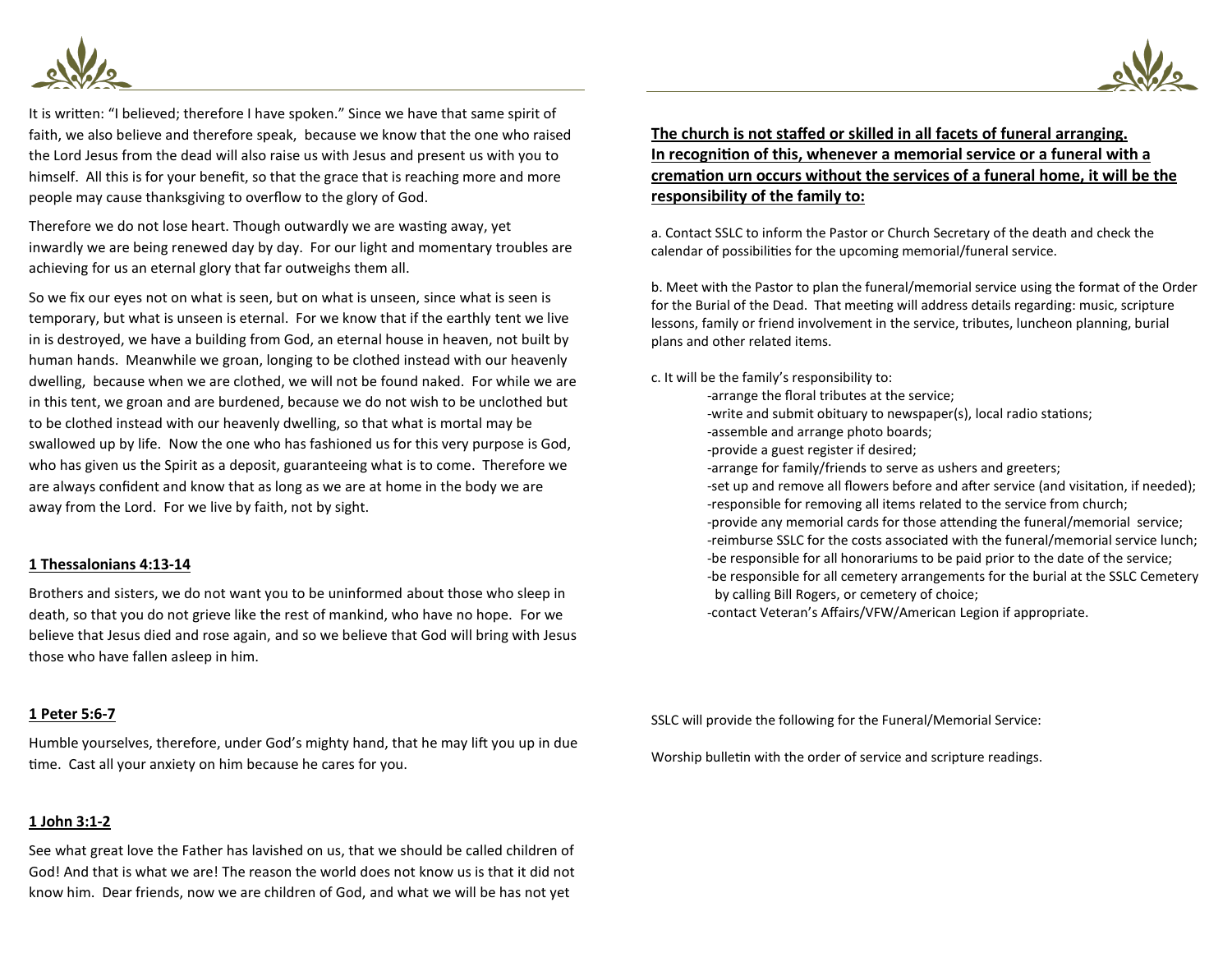It is written: "I believed; therefore I have spoken." Since we have that same spirit of faith, we also believe and therefore speak, because we know that the one who raised the Lord Jesus from the dead will also raise us with Jesus and present us with you to himself. All this is for your benefit, so that the grace that is reaching more and more people may cause thanksgiving to overflow to the glory of God.

Therefore we do not lose heart. Though outwardly we are wasting away, yet inwardly we are being renewed day by day. For our light and momentary troubles are achieving for us an eternal glory that far outweighs them all.

So we fix our eyes not on what is seen, but on what is unseen, since what is seen is temporary, but what is unseen is eternal. For we know that if the earthly tent we live in is destroyed, we have a building from God, an eternal house in heaven, not built by human hands. Meanwhile we groan, longing to be clothed instead with our heavenly dwelling, because when we are clothed, we will not be found naked. For while we are in this tent, we groan and are burdened, because we do not wish to be unclothed but to be clothed instead with our heavenly dwelling, so that what is mortal may be swallowed up by life. Now the one who has fashioned us for this very purpose is God, who has given us the Spirit as a deposit, guaranteeing what is to come. Therefore we are always confident and know that as long as we are at home in the body we are away from the Lord. For we live by faith, not by sight.

**1 Thessalonians 4:13-14**

Brothers and sisters, we do not want you to be uninformed about those who sleep in death, so that you do not grieve like the rest of mankind, who have no hope. For we believe that Jesus died and rose again, and so we believe that God will bring with Jesus those who have fallen asleep in him.

**1 Peter 5:6-7**

Humble yourselves, therefore, under God's mighty hand, that he may lift you up in due time. Cast all your anxiety on him because he cares for you.

**1 John 3:1-2**

See what great love the Father has lavished on us, that we should be called children of God! And that is what we are! The reason the world does not know us is that it did not know him. Dear friends, now we are children of God, and what we will be has not yet

**The church is not staffed or skilled in all facets of funeral arranging. In recognition of this, whenever a memorial service or a funeral with a cremation urn occurs without the services of a funeral home, it will be the responsibility of the family to:**

a. Contact SSLC to inform the Pastor or Church Secretary of the death and check the calendar of possibilities for the upcoming memorial/funeral service.

b. Meet with the Pastor to plan the funeral/memorial service using the format of the Order for the Burial of the Dead. That meeting will address details regarding: music, scripture lessons, family or friend involvement in the service, tributes, luncheon planning, burial plans and other related items.

c. It will be the family's responsibility to:

- arrange the floral tributes at the service;
- write and submit obituary to newspaper(s), local radio stations;
- assemble and arrange photo boards;
- provide a guest register if desired;
- arrange for family/friends to serve as ushers and greeters;
- set up and remove all flowers before and after service (and visitation, if needed);
- responsible for removing all items related to the service from church;
- provide any memorial cards for those attending the funeral/memorial service;
- reimburse SSLC for the costs associated with the funeral/memorial service lunch;
- be responsible for all honorariums to be paid prior to the date of the service;
- be responsible for all cemetery arrangements for the burial at the SSLC Cemetery by calling Bill Rogers, or cemetery of choice;
- contact Veteran's Affairs/VFW/American Legion if appropriate.

SSLC will provide the following for the Funeral/Memorial Service:

Worship bulletin with the order of service and scripture readings.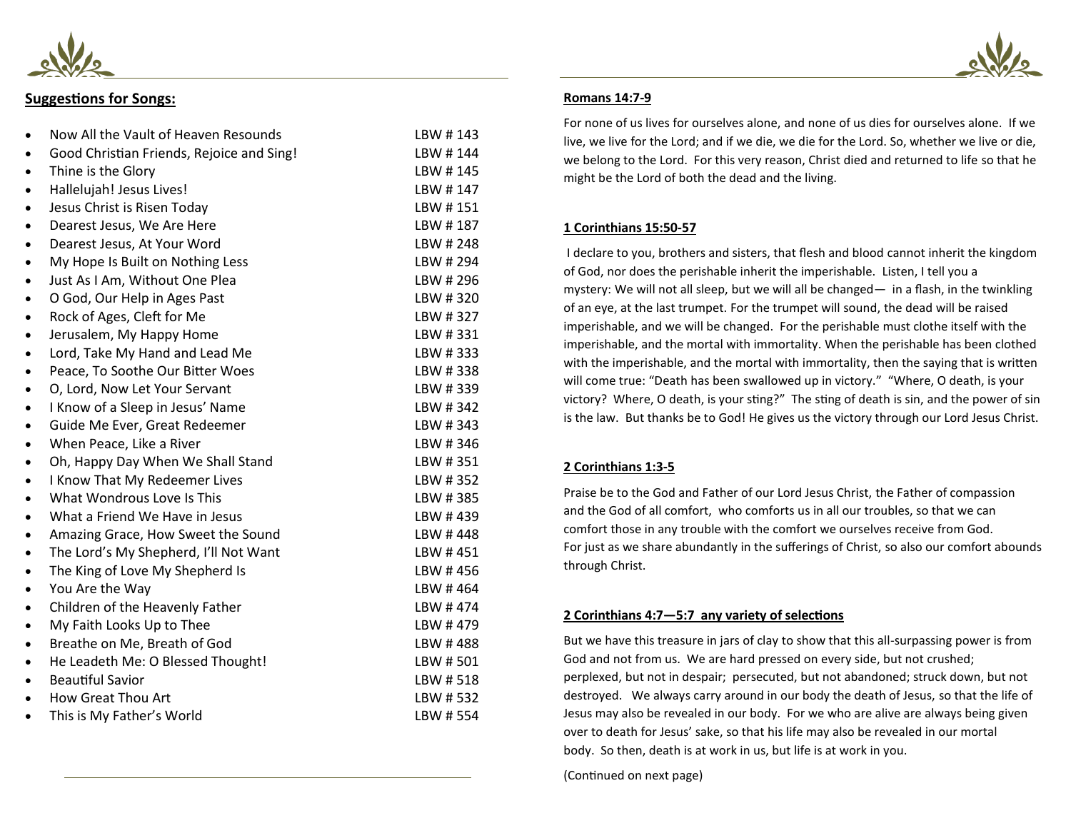## Suggestions for Songs:

- Now All the Vault of Heaven Resounds — LBW # 143
- Good Christian Friends, Rejoice and Sing! — LBW # 144
- Thine is the Glory — LBW # 145
- Hallelujah! Jesus Lives! — LBW # 147
- Jesus Christ is Risen Today — LBW # 151
- Dearest Jesus, We Are Here — LBW # 187
- Dearest Jesus, At Your Word — LBW # 248
- My Hope Is Built on Nothing Less — LBW # 294
- Just As I Am, Without One Plea — LBW # 296
- O God, Our Help in Ages Past — LBW # 320
- Rock of Ages, Cleft for Me — LBW # 327
- Jerusalem, My Happy Home — LBW # 331
- Lord, Take My Hand and Lead Me — LBW # 333
- Peace, To Soothe Our Bitter Woes — LBW # 338
- O, Lord, Now Let Your Servant — LBW # 339
- I Know of a Sleep in Jesus' Name — LBW # 342
- Guide Me Ever, Great Redeemer — LBW # 343
- When Peace, Like a River — LBW # 346
- Oh, Happy Day When We Shall Stand — LBW # 351
- I Know That My Redeemer Lives — LBW # 352
- What Wondrous Love Is This — LBW # 385
- What a Friend We Have in Jesus — LBW # 439
- Amazing Grace, How Sweet the Sound — LBW # 448
- The Lord's My Shepherd, I'll Not Want — LBW # 451
- The King of Love My Shepherd Is — LBW # 456
- You Are the Way — LBW # 464
- Children of the Heavenly Father — LBW # 474
- My Faith Looks Up to Thee — LBW # 479
- Breathe on Me, Breath of God — LBW # 488
- He Leadeth Me: O Blessed Thought! — LBW # 501
- Beautiful Savior — LBW # 518
- How Great Thou Art — LBW # 532
- This is My Father's World — LBW # 554

**Romans 14:7-9**

For none of us lives for ourselves alone, and none of us dies for ourselves alone. If we live, we live for the Lord; and if we die, we die for the Lord. So, whether we live or die, we belong to the Lord. For this very reason, Christ died and returned to life so that he might be the Lord of both the dead and the living.

**1 Corinthians 15:50-57**

I declare to you, brothers and sisters, that flesh and blood cannot inherit the kingdom of God, nor does the perishable inherit the imperishable. Listen, I tell you a mystery: We will not all sleep, but we will all be changed— in a flash, in the twinkling of an eye, at the last trumpet. For the trumpet will sound, the dead will be raised imperishable, and we will be changed. For the perishable must clothe itself with the imperishable, and the mortal with immortality. When the perishable has been clothed with the imperishable, and the mortal with immortality, then the saying that is written will come true: "Death has been swallowed up in victory." "Where, O death, is your victory? Where, O death, is your sting?" The sting of death is sin, and the power of sin is the law. But thanks be to God! He gives us the victory through our Lord Jesus Christ.

**2 Corinthians 1:3-5**

Praise be to the God and Father of our Lord Jesus Christ, the Father of compassion and the God of all comfort, who comforts us in all our troubles, so that we can comfort those in any trouble with the comfort we ourselves receive from God. For just as we share abundantly in the sufferings of Christ, so also our comfort abounds through Christ.

**2 Corinthians 4:7—5:7 any variety of selections**

But we have this treasure in jars of clay to show that this all-surpassing power is from God and not from us. We are hard pressed on every side, but not crushed; perplexed, but not in despair; persecuted, but not abandoned; struck down, but not destroyed. We always carry around in our body the death of Jesus, so that the life of Jesus may also be revealed in our body. For we who are alive are always being given over to death for Jesus' sake, so that his life may also be revealed in our mortal body. So then, death is at work in us, but life is at work in you.

(Continued on next page)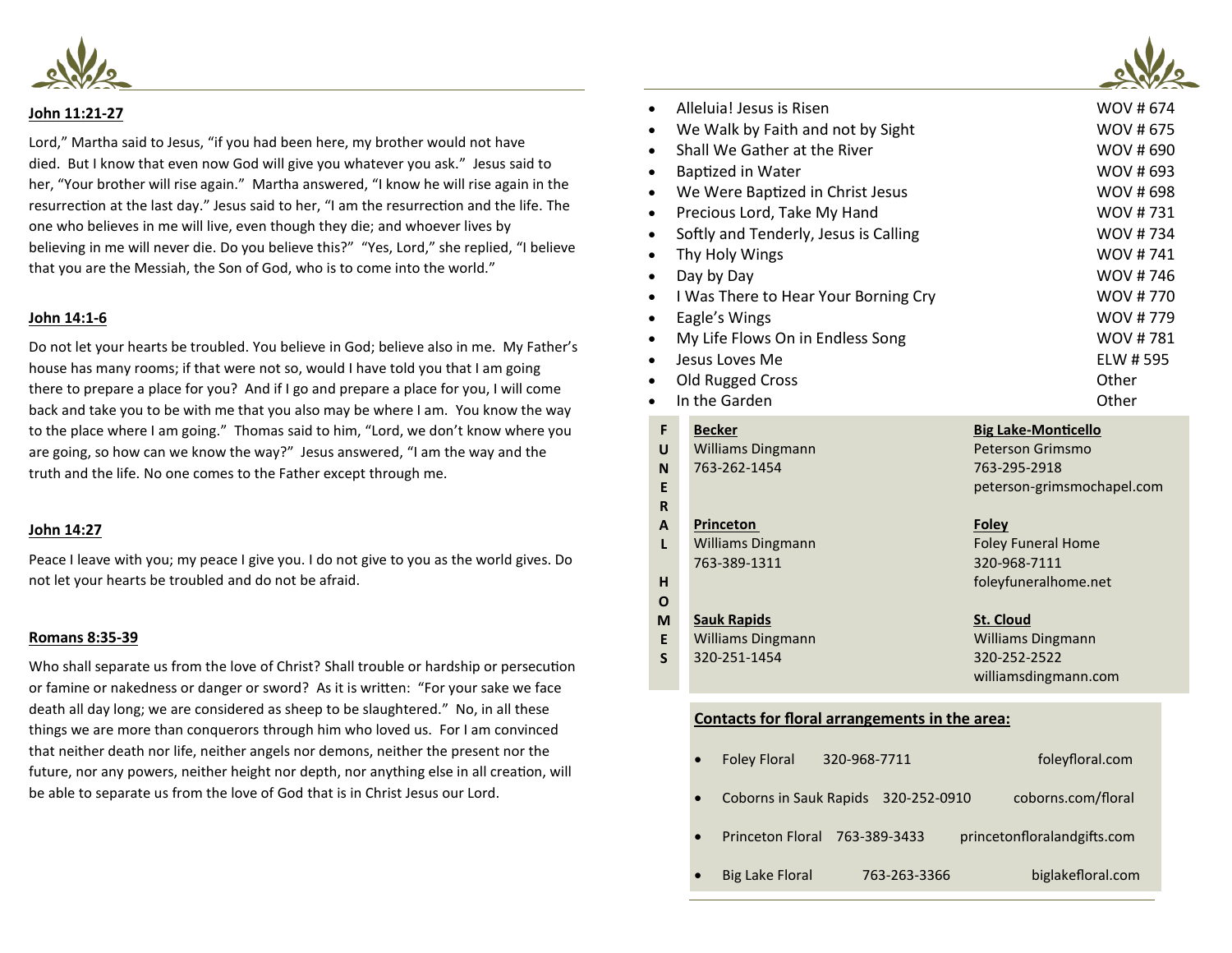**John 11:21-27**

Lord," Martha said to Jesus, "if you had been here, my brother would not have died. But I know that even now God will give you whatever you ask." Jesus said to her, "Your brother will rise again." Martha answered, "I know he will rise again in the resurrection at the last day." Jesus said to her, "I am the resurrection and the life. The one who believes in me will live, even though they die; and whoever lives by believing in me will never die. Do you believe this?" "Yes, Lord," she replied, "I believe that you are the Messiah, the Son of God, who is to come into the world."

**John 14:1-6**

Do not let your hearts be troubled. You believe in God; believe also in me. My Father's house has many rooms; if that were not so, would I have told you that I am going there to prepare a place for you? And if I go and prepare a place for you, I will come back and take you to be with me that you also may be where I am. You know the way to the place where I am going." Thomas said to him, "Lord, we don't know where you are going, so how can we know the way?" Jesus answered, "I am the way and the truth and the life. No one comes to the Father except through me.

**John 14:27**

Peace I leave with you; my peace I give you. I do not give to you as the world gives. Do not let your hearts be troubled and do not be afraid.

**Romans 8:35-39**

Who shall separate us from the love of Christ? Shall trouble or hardship or persecution or famine or nakedness or danger or sword? As it is written: "For your sake we face death all day long; we are considered as sheep to be slaughtered." No, in all these things we are more than conquerors through him who loved us. For I am convinced that neither death nor life, neither angels nor demons, neither the present nor the future, nor any powers, neither height nor depth, nor anything else in all creation, will be able to separate us from the love of God that is in Christ Jesus our Lord.

- Alleluia! Jesus is Risen — WOV # 674
- We Walk by Faith and not by Sight — WOV # 675
- Shall We Gather at the River — WOV # 690
- Baptized in Water — WOV # 693
- We Were Baptized in Christ Jesus — WOV # 698
- Precious Lord, Take My Hand — WOV # 731
- Softly and Tenderly, Jesus is Calling — WOV # 734
- Thy Holy Wings — WOV # 741
- Day by Day — WOV # 746
- I Was There to Hear Your Borning Cry — WOV # 770
- Eagle's Wings — WOV # 779
- My Life Flows On in Endless Song — WOV # 781
- Jesus Loves Me — ELW # 595
- Old Rugged Cross — Other
- In the Garden — Other

**FUNERAL HOMES**

**Becker**
Williams Dingmann
763-262-1454

**Big Lake-Monticello**
Peterson Grimsmo
763-295-2918
peterson-grimsmochapel.com

**Princeton**
Williams Dingmann
763-389-1311

**Foley**
Foley Funeral Home
320-968-7111
foleyfuneralhome.net

**Sauk Rapids**
Williams Dingmann
320-251-1454

**St. Cloud**
Williams Dingmann
320-252-2522
williamsdingmann.com

**Contacts for floral arrangements in the area:**

- Foley Floral — 320-968-7711 — foleyfloral.com
- Coborns in Sauk Rapids — 320-252-0910 — coborns.com/floral
- Princeton Floral — 763-389-3433 — princetonfloralandgifts.com
- Big Lake Floral — 763-263-3366 — biglakefloral.com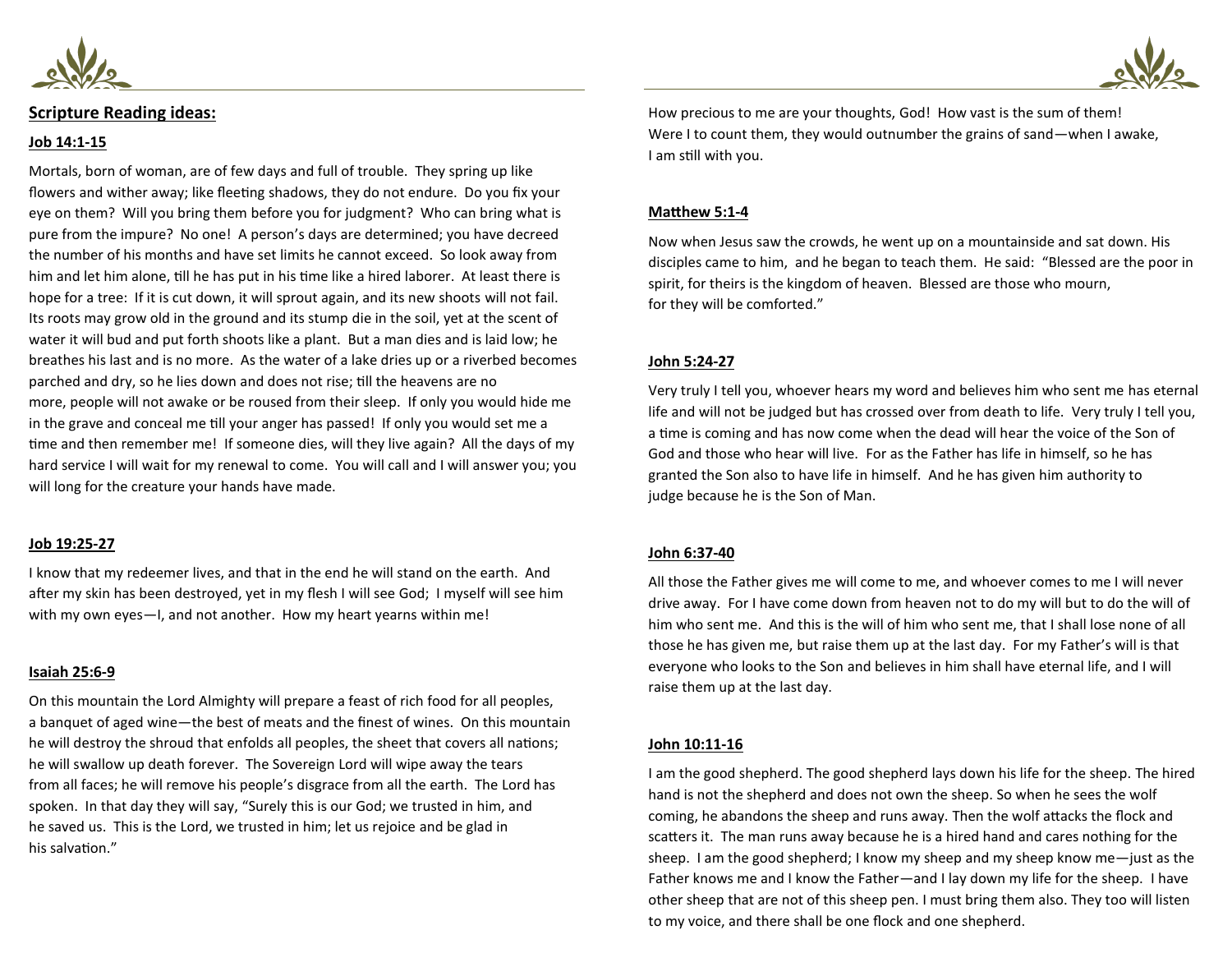## Scripture Reading ideas:

**Job 14:1-15**

Mortals, born of woman, are of few days and full of trouble. They spring up like flowers and wither away; like fleeting shadows, they do not endure. Do you fix your eye on them? Will you bring them before you for judgment? Who can bring what is pure from the impure? No one! A person's days are determined; you have decreed the number of his months and have set limits he cannot exceed. So look away from him and let him alone, till he has put in his time like a hired laborer. At least there is hope for a tree: If it is cut down, it will sprout again, and its new shoots will not fail. Its roots may grow old in the ground and its stump die in the soil, yet at the scent of water it will bud and put forth shoots like a plant. But a man dies and is laid low; he breathes his last and is no more. As the water of a lake dries up or a riverbed becomes parched and dry, so he lies down and does not rise; till the heavens are no more, people will not awake or be roused from their sleep. If only you would hide me in the grave and conceal me till your anger has passed! If only you would set me a time and then remember me! If someone dies, will they live again? All the days of my hard service I will wait for my renewal to come. You will call and I will answer you; you will long for the creature your hands have made.

**Job 19:25-27**

I know that my redeemer lives, and that in the end he will stand on the earth. And after my skin has been destroyed, yet in my flesh I will see God; I myself will see him with my own eyes—I, and not another. How my heart yearns within me!

**Isaiah 25:6-9**

On this mountain the Lord Almighty will prepare a feast of rich food for all peoples, a banquet of aged wine—the best of meats and the finest of wines. On this mountain he will destroy the shroud that enfolds all peoples, the sheet that covers all nations; he will swallow up death forever. The Sovereign Lord will wipe away the tears from all faces; he will remove his people's disgrace from all the earth. The Lord has spoken. In that day they will say, "Surely this is our God; we trusted in him, and he saved us. This is the Lord, we trusted in him; let us rejoice and be glad in his salvation."

How precious to me are your thoughts, God! How vast is the sum of them! Were I to count them, they would outnumber the grains of sand—when I awake, I am still with you.

**Matthew 5:1-4**

Now when Jesus saw the crowds, he went up on a mountainside and sat down. His disciples came to him, and he began to teach them. He said: "Blessed are the poor in spirit, for theirs is the kingdom of heaven. Blessed are those who mourn, for they will be comforted."

**John 5:24-27**

Very truly I tell you, whoever hears my word and believes him who sent me has eternal life and will not be judged but has crossed over from death to life. Very truly I tell you, a time is coming and has now come when the dead will hear the voice of the Son of God and those who hear will live. For as the Father has life in himself, so he has granted the Son also to have life in himself. And he has given him authority to judge because he is the Son of Man.

**John 6:37-40**

All those the Father gives me will come to me, and whoever comes to me I will never drive away. For I have come down from heaven not to do my will but to do the will of him who sent me. And this is the will of him who sent me, that I shall lose none of all those he has given me, but raise them up at the last day. For my Father's will is that everyone who looks to the Son and believes in him shall have eternal life, and I will raise them up at the last day.

**John 10:11-16**

I am the good shepherd. The good shepherd lays down his life for the sheep. The hired hand is not the shepherd and does not own the sheep. So when he sees the wolf coming, he abandons the sheep and runs away. Then the wolf attacks the flock and scatters it. The man runs away because he is a hired hand and cares nothing for the sheep. I am the good shepherd; I know my sheep and my sheep know me—just as the Father knows me and I know the Father—and I lay down my life for the sheep. I have other sheep that are not of this sheep pen. I must bring them also. They too will listen to my voice, and there shall be one flock and one shepherd.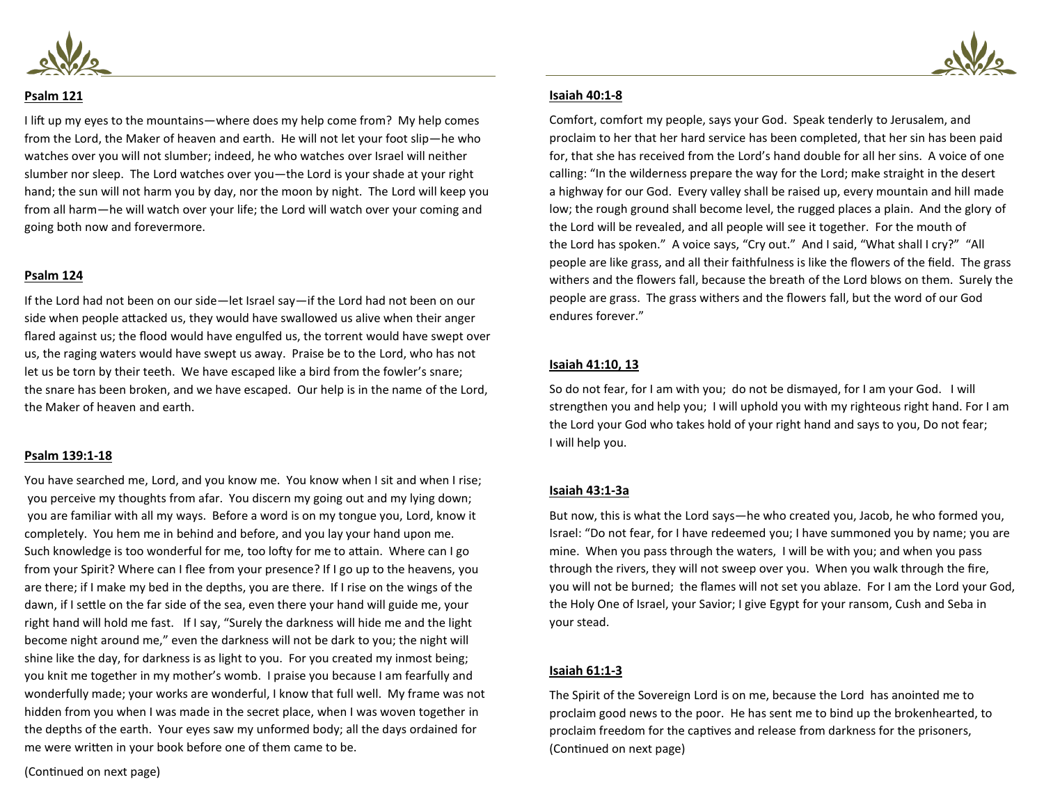**Psalm 121**

I lift up my eyes to the mountains—where does my help come from? My help comes from the Lord, the Maker of heaven and earth. He will not let your foot slip—he who watches over you will not slumber; indeed, he who watches over Israel will neither slumber nor sleep. The Lord watches over you—the Lord is your shade at your right hand; the sun will not harm you by day, nor the moon by night. The Lord will keep you from all harm—he will watch over your life; the Lord will watch over your coming and going both now and forevermore.

**Psalm 124**

If the Lord had not been on our side—let Israel say—if the Lord had not been on our side when people attacked us, they would have swallowed us alive when their anger flared against us; the flood would have engulfed us, the torrent would have swept over us, the raging waters would have swept us away. Praise be to the Lord, who has not let us be torn by their teeth. We have escaped like a bird from the fowler's snare; the snare has been broken, and we have escaped. Our help is in the name of the Lord, the Maker of heaven and earth.

**Psalm 139:1-18**

You have searched me, Lord, and you know me. You know when I sit and when I rise; you perceive my thoughts from afar. You discern my going out and my lying down; you are familiar with all my ways. Before a word is on my tongue you, Lord, know it completely. You hem me in behind and before, and you lay your hand upon me. Such knowledge is too wonderful for me, too lofty for me to attain. Where can I go from your Spirit? Where can I flee from your presence? If I go up to the heavens, you are there; if I make my bed in the depths, you are there. If I rise on the wings of the dawn, if I settle on the far side of the sea, even there your hand will guide me, your right hand will hold me fast. If I say, "Surely the darkness will hide me and the light become night around me," even the darkness will not be dark to you; the night will shine like the day, for darkness is as light to you. For you created my inmost being; you knit me together in my mother's womb. I praise you because I am fearfully and wonderfully made; your works are wonderful, I know that full well. My frame was not hidden from you when I was made in the secret place, when I was woven together in the depths of the earth. Your eyes saw my unformed body; all the days ordained for me were written in your book before one of them came to be.

(Continued on next page)

**Isaiah 40:1-8**

Comfort, comfort my people, says your God. Speak tenderly to Jerusalem, and proclaim to her that her hard service has been completed, that her sin has been paid for, that she has received from the Lord's hand double for all her sins. A voice of one calling: "In the wilderness prepare the way for the Lord; make straight in the desert a highway for our God. Every valley shall be raised up, every mountain and hill made low; the rough ground shall become level, the rugged places a plain. And the glory of the Lord will be revealed, and all people will see it together. For the mouth of the Lord has spoken." A voice says, "Cry out." And I said, "What shall I cry?" "All people are like grass, and all their faithfulness is like the flowers of the field. The grass withers and the flowers fall, because the breath of the Lord blows on them. Surely the people are grass. The grass withers and the flowers fall, but the word of our God endures forever."

**Isaiah 41:10, 13**

So do not fear, for I am with you; do not be dismayed, for I am your God. I will strengthen you and help you; I will uphold you with my righteous right hand. For I am the Lord your God who takes hold of your right hand and says to you, Do not fear; I will help you.

**Isaiah 43:1-3a**

But now, this is what the Lord says—he who created you, Jacob, he who formed you, Israel: "Do not fear, for I have redeemed you; I have summoned you by name; you are mine. When you pass through the waters, I will be with you; and when you pass through the rivers, they will not sweep over you. When you walk through the fire, you will not be burned; the flames will not set you ablaze. For I am the Lord your God, the Holy One of Israel, your Savior; I give Egypt for your ransom, Cush and Seba in your stead.

**Isaiah 61:1-3**

The Spirit of the Sovereign Lord is on me, because the Lord has anointed me to proclaim good news to the poor. He has sent me to bind up the brokenhearted, to proclaim freedom for the captives and release from darkness for the prisoners,

(Continued on next page)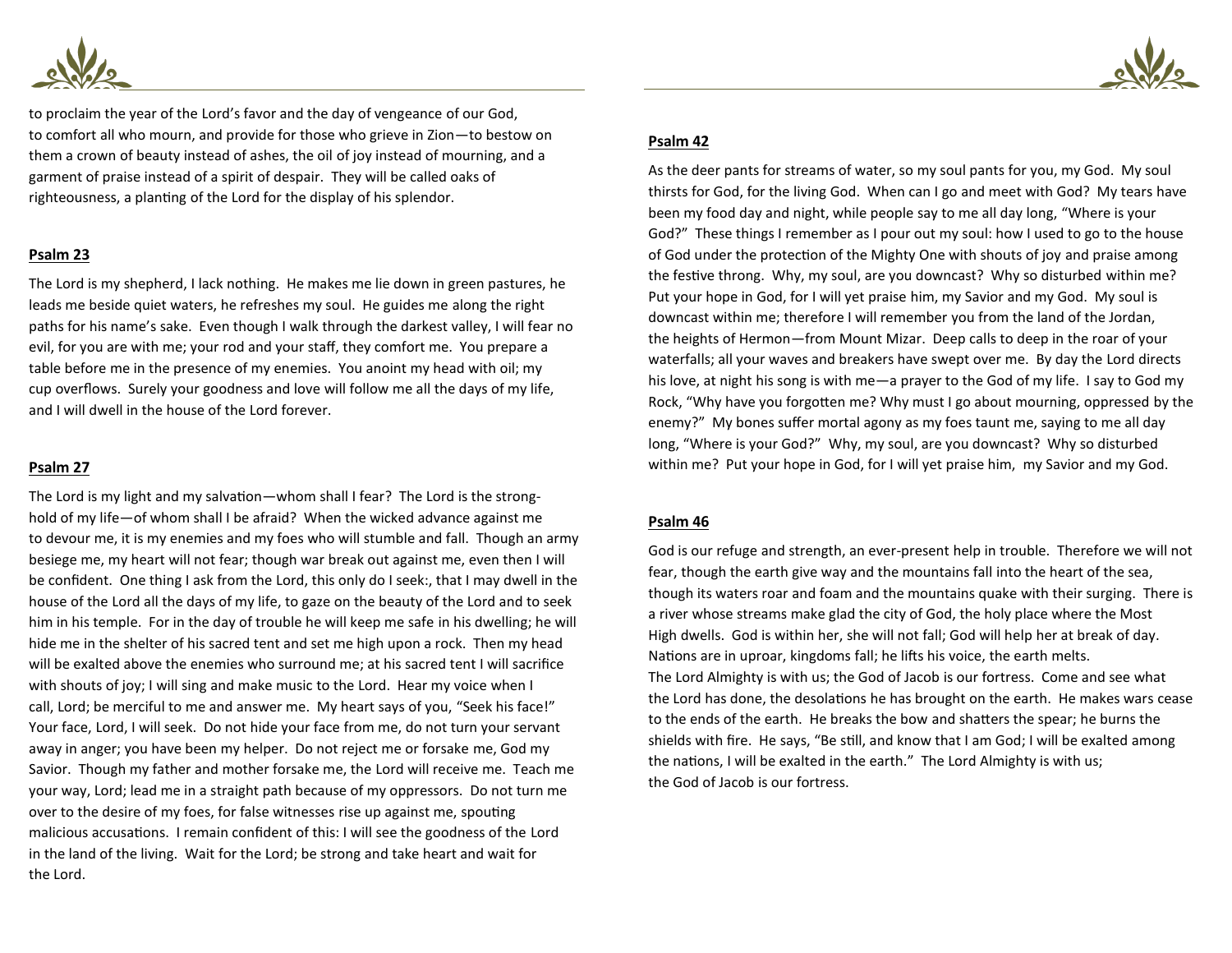to proclaim the year of the Lord's favor and the day of vengeance of our God, to comfort all who mourn, and provide for those who grieve in Zion—to bestow on them a crown of beauty instead of ashes, the oil of joy instead of mourning, and a garment of praise instead of a spirit of despair. They will be called oaks of righteousness, a planting of the Lord for the display of his splendor.

## Psalm 23

The Lord is my shepherd, I lack nothing. He makes me lie down in green pastures, he leads me beside quiet waters, he refreshes my soul. He guides me along the right paths for his name's sake. Even though I walk through the darkest valley, I will fear no evil, for you are with me; your rod and your staff, they comfort me. You prepare a table before me in the presence of my enemies. You anoint my head with oil; my cup overflows. Surely your goodness and love will follow me all the days of my life, and I will dwell in the house of the Lord forever.

## Psalm 27

The Lord is my light and my salvation—whom shall I fear? The Lord is the stronghold of my life—of whom shall I be afraid? When the wicked advance against me to devour me, it is my enemies and my foes who will stumble and fall. Though an army besiege me, my heart will not fear; though war break out against me, even then I will be confident. One thing I ask from the Lord, this only do I seek:, that I may dwell in the house of the Lord all the days of my life, to gaze on the beauty of the Lord and to seek him in his temple. For in the day of trouble he will keep me safe in his dwelling; he will hide me in the shelter of his sacred tent and set me high upon a rock. Then my head will be exalted above the enemies who surround me; at his sacred tent I will sacrifice with shouts of joy; I will sing and make music to the Lord. Hear my voice when I call, Lord; be merciful to me and answer me. My heart says of you, "Seek his face!" Your face, Lord, I will seek. Do not hide your face from me, do not turn your servant away in anger; you have been my helper. Do not reject me or forsake me, God my Savior. Though my father and mother forsake me, the Lord will receive me. Teach me your way, Lord; lead me in a straight path because of my oppressors. Do not turn me over to the desire of my foes, for false witnesses rise up against me, spouting malicious accusations. I remain confident of this: I will see the goodness of the Lord in the land of the living. Wait for the Lord; be strong and take heart and wait for the Lord.

## Psalm 42

As the deer pants for streams of water, so my soul pants for you, my God. My soul thirsts for God, for the living God. When can I go and meet with God? My tears have been my food day and night, while people say to me all day long, "Where is your God?" These things I remember as I pour out my soul: how I used to go to the house of God under the protection of the Mighty One with shouts of joy and praise among the festive throng. Why, my soul, are you downcast? Why so disturbed within me? Put your hope in God, for I will yet praise him, my Savior and my God. My soul is downcast within me; therefore I will remember you from the land of the Jordan, the heights of Hermon—from Mount Mizar. Deep calls to deep in the roar of your waterfalls; all your waves and breakers have swept over me. By day the Lord directs his love, at night his song is with me—a prayer to the God of my life. I say to God my Rock, "Why have you forgotten me? Why must I go about mourning, oppressed by the enemy?" My bones suffer mortal agony as my foes taunt me, saying to me all day long, "Where is your God?" Why, my soul, are you downcast? Why so disturbed within me? Put your hope in God, for I will yet praise him, my Savior and my God.

## Psalm 46

God is our refuge and strength, an ever-present help in trouble. Therefore we will not fear, though the earth give way and the mountains fall into the heart of the sea, though its waters roar and foam and the mountains quake with their surging. There is a river whose streams make glad the city of God, the holy place where the Most High dwells. God is within her, she will not fall; God will help her at break of day. Nations are in uproar, kingdoms fall; he lifts his voice, the earth melts.
The Lord Almighty is with us; the God of Jacob is our fortress. Come and see what the Lord has done, the desolations he has brought on the earth. He makes wars cease to the ends of the earth. He breaks the bow and shatters the spear; he burns the shields with fire. He says, "Be still, and know that I am God; I will be exalted among the nations, I will be exalted in the earth." The Lord Almighty is with us; the God of Jacob is our fortress.